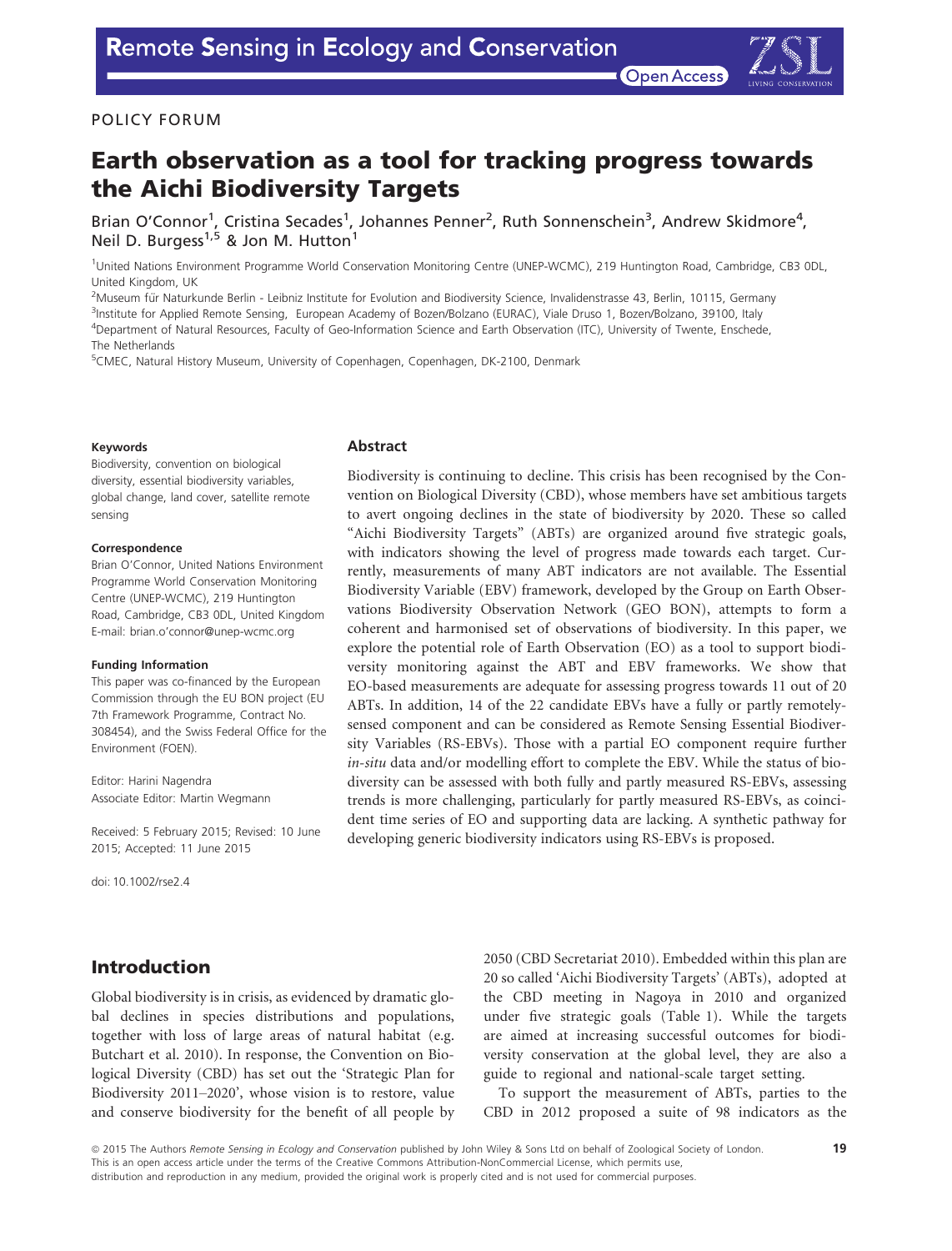POLICY FORUM

# Earth observation as a tool for tracking progress towards the Aichi Biodiversity Targets

Brian O'Connor[1], Cristina Secades[1], Johannes Penner[2], Ruth Sonnenschein[3], Andrew Skidmore[4], Neil D. Burgess[1,5] & Jon M. Hutton[1]

[1]United Nations Environment Programme World Conservation Monitoring Centre (UNEP-WCMC), 219 Huntington Road, Cambridge, CB3 0DL, United Kingdom, UK

[2]Museum für Naturkunde Berlin - Leibniz Institute for Evolution and Biodiversity Science, Invalidenstrasse 43, Berlin, 10115, Germany

[3]Institute for Applied Remote Sensing, European Academy of Bozen/Bolzano (EURAC), Viale Druso 1, Bozen/Bolzano, 39100, Italy

[4]Department of Natural Resources, Faculty of Geo-Information Science and Earth Observation (ITC), University of Twente, Enschede, The Netherlands

[5]CMEC, Natural History Museum, University of Copenhagen, Copenhagen, DK-2100, Denmark

**Keywords**

Biodiversity, convention on biological diversity, essential biodiversity variables, global change, land cover, satellite remote sensing

**Correspondence**

Brian O'Connor, United Nations Environment Programme World Conservation Monitoring Centre (UNEP-WCMC), 219 Huntington Road, Cambridge, CB3 0DL, United Kingdom E-mail: brian.o'connor@unep-wcmc.org

**Funding Information**

This paper was co-financed by the European Commission through the EU BON project (EU 7th Framework Programme, Contract No. 308454), and the Swiss Federal Office for the Environment (FOEN).

Editor: Harini Nagendra
Associate Editor: Martin Wegmann

Received: 5 February 2015; Revised: 10 June 2015; Accepted: 11 June 2015

doi: 10.1002/rse2.4

## Abstract

Biodiversity is continuing to decline. This crisis has been recognised by the Convention on Biological Diversity (CBD), whose members have set ambitious targets to avert ongoing declines in the state of biodiversity by 2020. These so called "Aichi Biodiversity Targets" (ABTs) are organized around five strategic goals, with indicators showing the level of progress made towards each target. Currently, measurements of many ABT indicators are not available. The Essential Biodiversity Variable (EBV) framework, developed by the Group on Earth Observations Biodiversity Observation Network (GEO BON), attempts to form a coherent and harmonised set of observations of biodiversity. In this paper, we explore the potential role of Earth Observation (EO) as a tool to support biodiversity monitoring against the ABT and EBV frameworks. We show that EO-based measurements are adequate for assessing progress towards 11 out of 20 ABTs. In addition, 14 of the 22 candidate EBVs have a fully or partly remotely-sensed component and can be considered as Remote Sensing Essential Biodiversity Variables (RS-EBVs). Those with a partial EO component require further *in-situ* data and/or modelling effort to complete the EBV. While the status of biodiversity can be assessed with both fully and partly measured RS-EBVs, assessing trends is more challenging, particularly for partly measured RS-EBVs, as coincident time series of EO and supporting data are lacking. A synthetic pathway for developing generic biodiversity indicators using RS-EBVs is proposed.

## Introduction

Global biodiversity is in crisis, as evidenced by dramatic global declines in species distributions and populations, together with loss of large areas of natural habitat (e.g. Butchart et al. 2010). In response, the Convention on Biological Diversity (CBD) has set out the 'Strategic Plan for Biodiversity 2011–2020', whose vision is to restore, value and conserve biodiversity for the benefit of all people by 2050 (CBD Secretariat 2010). Embedded within this plan are 20 so called 'Aichi Biodiversity Targets' (ABTs), adopted at the CBD meeting in Nagoya in 2010 and organized under five strategic goals (Table 1). While the targets are aimed at increasing successful outcomes for biodiversity conservation at the global level, they are also a guide to regional and national-scale target setting.

To support the measurement of ABTs, parties to the CBD in 2012 proposed a suite of 98 indicators as the

© 2015 The Authors *Remote Sensing in Ecology and Conservation* published by John Wiley & Sons Ltd on behalf of Zoological Society of London. This is an open access article under the terms of the Creative Commons Attribution-NonCommercial License, which permits use, distribution and reproduction in any medium, provided the original work is properly cited and is not used for commercial purposes.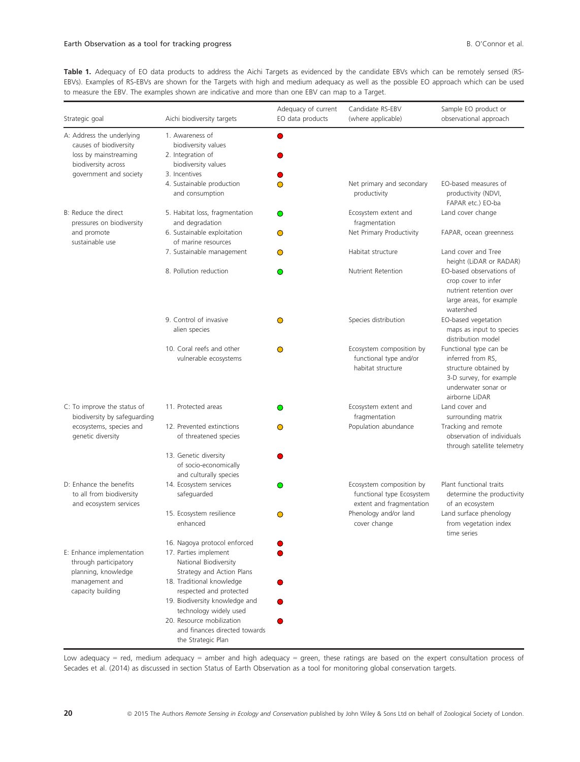**Table 1.** Adequacy of EO data products to address the Aichi Targets as evidenced by the candidate EBVs which can be remotely sensed (RS-EBVs). Examples of RS-EBVs are shown for the Targets with high and medium adequacy as well as the possible EO approach which can be used to measure the EBV. The examples shown are indicative and more than one EBV can map to a Target.

| Strategic goal | Aichi biodiversity targets | Adequacy of current EO data products | Candidate RS-EBV (where applicable) | Sample EO product or observational approach |
|---|---|---|---|---|
| A: Address the underlying causes of biodiversity loss by mainstreaming biodiversity across government and society | 1. Awareness of biodiversity values | red | | |
| | 2. Integration of biodiversity values | red | | |
| | 3. Incentives | red | | |
| | 4. Sustainable production and consumption | amber | Net primary and secondary productivity | EO-based measures of productivity (NDVI, FAPAR etc.) EO-ba |
| B: Reduce the direct pressures on biodiversity and promote sustainable use | 5. Habitat loss, fragmentation and degradation | green | Ecosystem extent and fragmentation | Land cover change |
| | 6. Sustainable exploitation of marine resources | amber | Net Primary Productivity | FAPAR, ocean greenness |
| | 7. Sustainable management | amber | Habitat structure | Land cover and Tree height (LiDAR or RADAR) |
| | 8. Pollution reduction | green | Nutrient Retention | EO-based observations of crop cover to infer nutrient retention over large areas, for example watershed |
| | 9. Control of invasive alien species | amber | Species distribution | EO-based vegetation maps as input to species distribution model |
| | 10. Coral reefs and other vulnerable ecosystems | amber | Ecosystem composition by functional type and/or habitat structure | Functional type can be inferred from RS, structure obtained by 3-D survey, for example underwater sonar or airborne LiDAR |
| C: To improve the status of biodiversity by safeguarding ecosystems, species and genetic diversity | 11. Protected areas | green | Ecosystem extent and fragmentation | Land cover and surrounding matrix |
| | 12. Prevented extinctions of threatened species | amber | Population abundance | Tracking and remote observation of individuals through satellite telemetry |
| | 13. Genetic diversity of socio-economically and culturally species | red | | |
| D: Enhance the benefits to all from biodiversity and ecosystem services | 14. Ecosystem services safeguarded | green | Ecosystem composition by functional type Ecosystem extent and fragmentation | Plant functional traits determine the productivity of an ecosystem |
| | 15. Ecosystem resilience enhanced | amber | Phenology and/or land cover change | Land surface phenology from vegetation index time series |
| | 16. Nagoya protocol enforced | red | | |
| E: Enhance implementation through participatory planning, knowledge management and capacity building | 17. Parties implement National Biodiversity Strategy and Action Plans | red | | |
| | 18. Traditional knowledge respected and protected | red | | |
| | 19. Biodiversity knowledge and technology widely used | red | | |
| | 20. Resource mobilization and finances directed towards the Strategic Plan | red | | |

Low adequacy = red, medium adequacy = amber and high adequacy = green, these ratings are based on the expert consultation process of Secades et al. (2014) as discussed in section Status of Earth Observation as a tool for monitoring global conservation targets.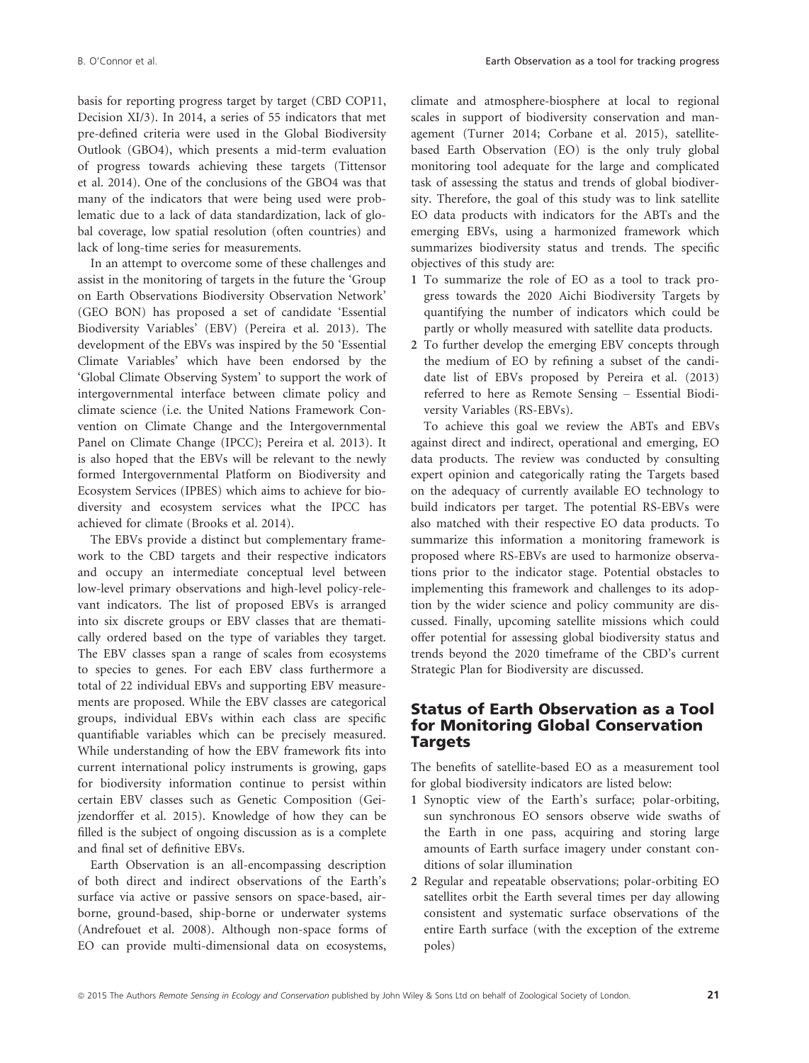basis for reporting progress target by target (CBD COP11, Decision XI/3). In 2014, a series of 55 indicators that met pre-defined criteria were used in the Global Biodiversity Outlook (GBO4), which presents a mid-term evaluation of progress towards achieving these targets (Tittensor et al. 2014). One of the conclusions of the GBO4 was that many of the indicators that were being used were problematic due to a lack of data standardization, lack of global coverage, low spatial resolution (often countries) and lack of long-time series for measurements.

In an attempt to overcome some of these challenges and assist in the monitoring of targets in the future the 'Group on Earth Observations Biodiversity Observation Network' (GEO BON) has proposed a set of candidate 'Essential Biodiversity Variables' (EBV) (Pereira et al. 2013). The development of the EBVs was inspired by the 50 'Essential Climate Variables' which have been endorsed by the 'Global Climate Observing System' to support the work of intergovernmental interface between climate policy and climate science (i.e. the United Nations Framework Convention on Climate Change and the Intergovernmental Panel on Climate Change (IPCC); Pereira et al. 2013). It is also hoped that the EBVs will be relevant to the newly formed Intergovernmental Platform on Biodiversity and Ecosystem Services (IPBES) which aims to achieve for biodiversity and ecosystem services what the IPCC has achieved for climate (Brooks et al. 2014).

The EBVs provide a distinct but complementary framework to the CBD targets and their respective indicators and occupy an intermediate conceptual level between low-level primary observations and high-level policy-relevant indicators. The list of proposed EBVs is arranged into six discrete groups or EBV classes that are thematically ordered based on the type of variables they target. The EBV classes span a range of scales from ecosystems to species to genes. For each EBV class furthermore a total of 22 individual EBVs and supporting EBV measurements are proposed. While the EBV classes are categorical groups, individual EBVs within each class are specific quantifiable variables which can be precisely measured. While understanding of how the EBV framework fits into current international policy instruments is growing, gaps for biodiversity information continue to persist within certain EBV classes such as Genetic Composition (Geijzendorffer et al. 2015). Knowledge of how they can be filled is the subject of ongoing discussion as is a complete and final set of definitive EBVs.

Earth Observation is an all-encompassing description of both direct and indirect observations of the Earth's surface via active or passive sensors on space-based, airborne, ground-based, ship-borne or underwater systems (Andrefouet et al. 2008). Although non-space forms of EO can provide multi-dimensional data on ecosystems, climate and atmosphere-biosphere at local to regional scales in support of biodiversity conservation and management (Turner 2014; Corbane et al. 2015), satellite-based Earth Observation (EO) is the only truly global monitoring tool adequate for the large and complicated task of assessing the status and trends of global biodiversity. Therefore, the goal of this study was to link satellite EO data products with indicators for the ABTs and the emerging EBVs, using a harmonized framework which summarizes biodiversity status and trends. The specific objectives of this study are:

1. To summarize the role of EO as a tool to track progress towards the 2020 Aichi Biodiversity Targets by quantifying the number of indicators which could be partly or wholly measured with satellite data products.
2. To further develop the emerging EBV concepts through the medium of EO by refining a subset of the candidate list of EBVs proposed by Pereira et al. (2013) referred to here as Remote Sensing – Essential Biodiversity Variables (RS-EBVs).

To achieve this goal we review the ABTs and EBVs against direct and indirect, operational and emerging, EO data products. The review was conducted by consulting expert opinion and categorically rating the Targets based on the adequacy of currently available EO technology to build indicators per target. The potential RS-EBVs were also matched with their respective EO data products. To summarize this information a monitoring framework is proposed where RS-EBVs are used to harmonize observations prior to the indicator stage. Potential obstacles to implementing this framework and challenges to its adoption by the wider science and policy community are discussed. Finally, upcoming satellite missions which could offer potential for assessing global biodiversity status and trends beyond the 2020 timeframe of the CBD's current Strategic Plan for Biodiversity are discussed.

## Status of Earth Observation as a Tool for Monitoring Global Conservation Targets

The benefits of satellite-based EO as a measurement tool for global biodiversity indicators are listed below:

1. Synoptic view of the Earth's surface; polar-orbiting, sun synchronous EO sensors observe wide swaths of the Earth in one pass, acquiring and storing large amounts of Earth surface imagery under constant conditions of solar illumination
2. Regular and repeatable observations; polar-orbiting EO satellites orbit the Earth several times per day allowing consistent and systematic surface observations of the entire Earth surface (with the exception of the extreme poles)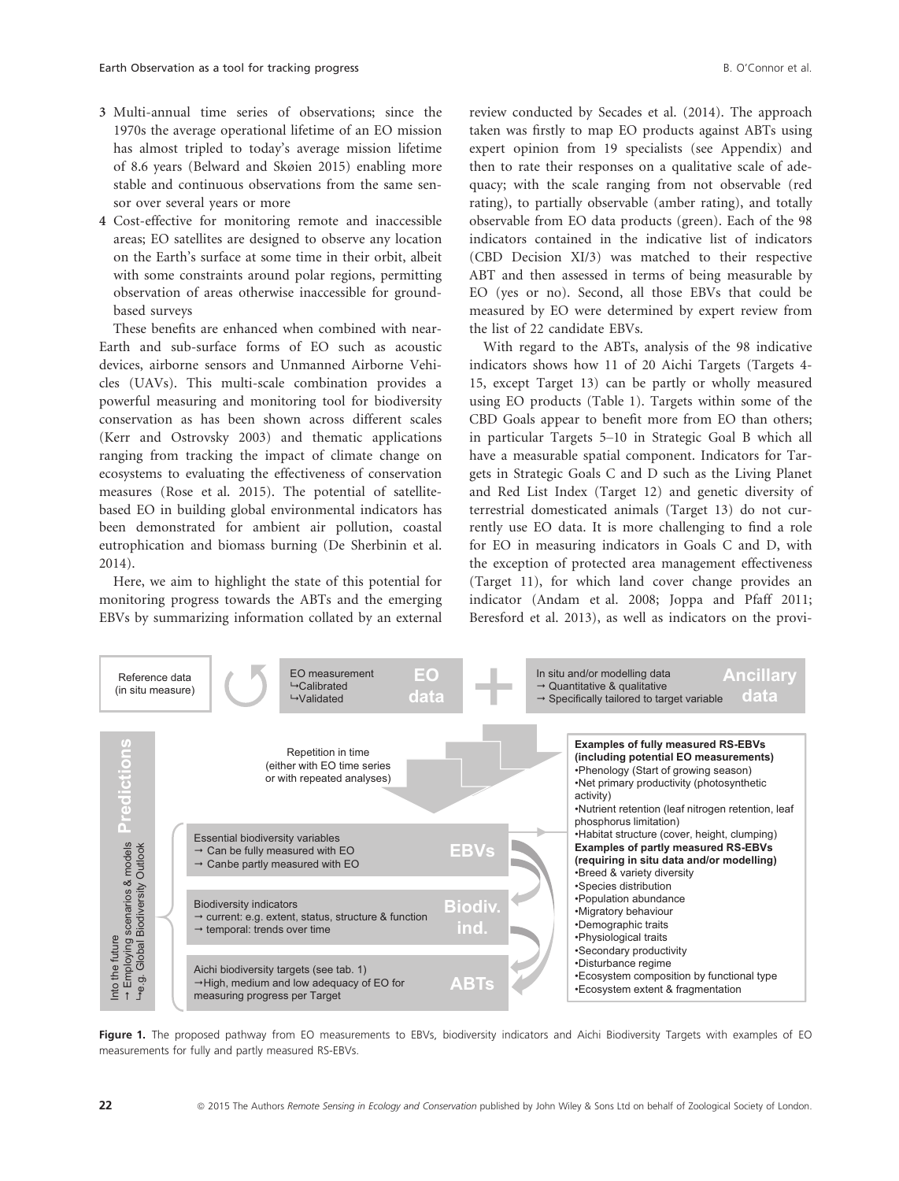3 Multi-annual time series of observations; since the 1970s the average operational lifetime of an EO mission has almost tripled to today's average mission lifetime of 8.6 years (Belward and Skøien 2015) enabling more stable and continuous observations from the same sensor over several years or more
4 Cost-effective for monitoring remote and inaccessible areas; EO satellites are designed to observe any location on the Earth's surface at some time in their orbit, albeit with some constraints around polar regions, permitting observation of areas otherwise inaccessible for ground-based surveys

These benefits are enhanced when combined with near-Earth and sub-surface forms of EO such as acoustic devices, airborne sensors and Unmanned Airborne Vehicles (UAVs). This multi-scale combination provides a powerful measuring and monitoring tool for biodiversity conservation as has been shown across different scales (Kerr and Ostrovsky 2003) and thematic applications ranging from tracking the impact of climate change on ecosystems to evaluating the effectiveness of conservation measures (Rose et al. 2015). The potential of satellite-based EO in building global environmental indicators has been demonstrated for ambient air pollution, coastal eutrophication and biomass burning (De Sherbinin et al. 2014).

Here, we aim to highlight the state of this potential for monitoring progress towards the ABTs and the emerging EBVs by summarizing information collated by an external review conducted by Secades et al. (2014). The approach taken was firstly to map EO products against ABTs using expert opinion from 19 specialists (see Appendix) and then to rate their responses on a qualitative scale of adequacy; with the scale ranging from not observable (red rating), to partially observable (amber rating), and totally observable from EO data products (green). Each of the 98 indicators contained in the indicative list of indicators (CBD Decision XI/3) was matched to their respective ABT and then assessed in terms of being measurable by EO (yes or no). Second, all those EBVs that could be measured by EO were determined by expert review from the list of 22 candidate EBVs.

With regard to the ABTs, analysis of the 98 indicative indicators shows how 11 of 20 Aichi Targets (Targets 4-15, except Target 13) can be partly or wholly measured using EO products (Table 1). Targets within some of the CBD Goals appear to benefit more from EO than others; in particular Targets 5–10 in Strategic Goal B which all have a measurable spatial component. Indicators for Targets in Strategic Goals C and D such as the Living Planet and Red List Index (Target 12) and genetic diversity of terrestrial domesticated animals (Target 13) do not currently use EO data. It is more challenging to find a role for EO in measuring indicators in Goals C and D, with the exception of protected area management effectiveness (Target 11), for which land cover change provides an indicator (Andam et al. 2008; Joppa and Pfaff 2011; Beresford et al. 2013), as well as indicators on the provi-

Reference data (in situ measure)

EO measurement
↪Calibrated
↪Validated
**EO data**

In situ and/or modelling data
→ Quantitative & qualitative
→ Specifically tailored to target variable
**Ancillary data**

**Predictions**
Into the future
→ Employing scenarios & models
↪e.g. Global Biodiversity Outlook

Repetition in time (either with EO time series or with repeated analyses)

Essential biodiversity variables
→ Can be fully measured with EO
→ Canbe partly measured with EO
**EBVs**

Biodiversity indicators
→ current: e.g. extent, status, structure & function
→ temporal: trends over time
**Biodiv. ind.**

Aichi biodiversity targets (see tab. 1)
→High, medium and low adequacy of EO for measuring progress per Target
**ABTs**

**Examples of fully measured RS-EBVs (including potential EO measurements)**
- Phenology (Start of growing season)
- Net primary productivity (photosynthetic activity)
- Nutrient retention (leaf nitrogen retention, leaf phosphorus limitation)
- Habitat structure (cover, height, clumping)

**Examples of partly measured RS-EBVs (requiring in situ data and/or modelling)**
- Breed & variety diversity
- Species distribution
- Population abundance
- Migratory behaviour
- Demographic traits
- Physiological traits
- Secondary productivity
- Disturbance regime
- Ecosystem composition by functional type
- Ecosystem extent & fragmentation

**Figure 1.** The proposed pathway from EO measurements to EBVs, biodiversity indicators and Aichi Biodiversity Targets with examples of EO measurements for fully and partly measured RS-EBVs.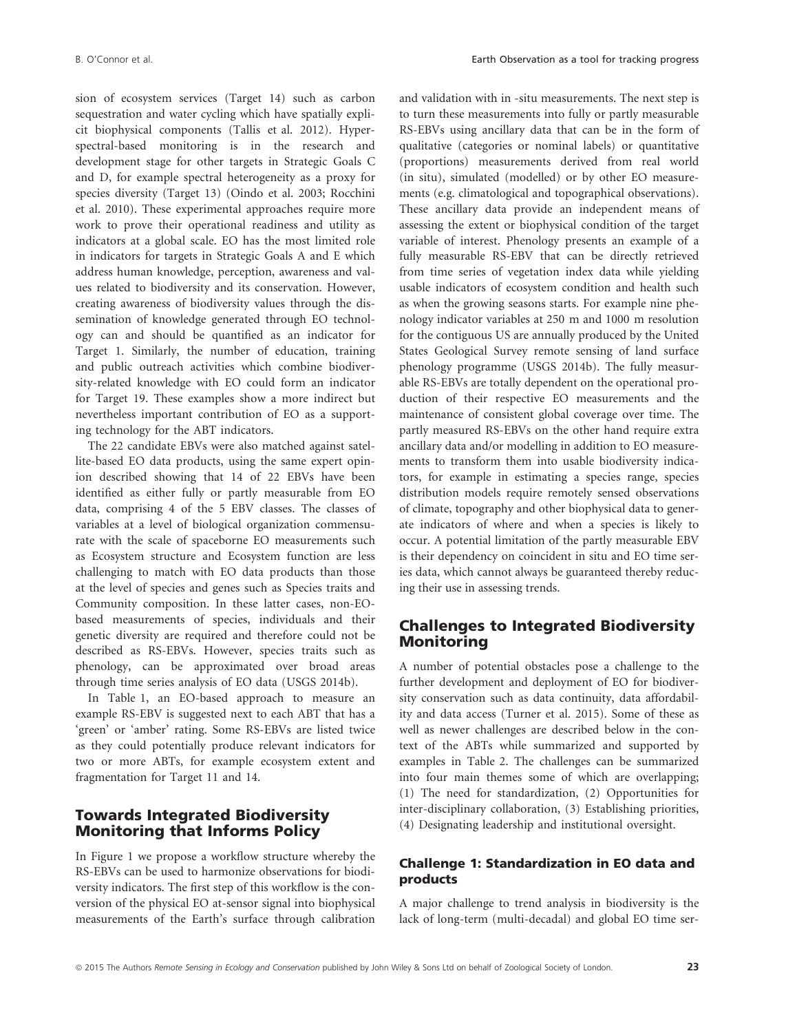sion of ecosystem services (Target 14) such as carbon sequestration and water cycling which have spatially explicit biophysical components (Tallis et al. 2012). Hyperspectral-based monitoring is in the research and development stage for other targets in Strategic Goals C and D, for example spectral heterogeneity as a proxy for species diversity (Target 13) (Oindo et al. 2003; Rocchini et al. 2010). These experimental approaches require more work to prove their operational readiness and utility as indicators at a global scale. EO has the most limited role in indicators for targets in Strategic Goals A and E which address human knowledge, perception, awareness and values related to biodiversity and its conservation. However, creating awareness of biodiversity values through the dissemination of knowledge generated through EO technology can and should be quantified as an indicator for Target 1. Similarly, the number of education, training and public outreach activities which combine biodiversity-related knowledge with EO could form an indicator for Target 19. These examples show a more indirect but nevertheless important contribution of EO as a supporting technology for the ABT indicators.

The 22 candidate EBVs were also matched against satellite-based EO data products, using the same expert opinion described showing that 14 of 22 EBVs have been identified as either fully or partly measurable from EO data, comprising 4 of the 5 EBV classes. The classes of variables at a level of biological organization commensurate with the scale of spaceborne EO measurements such as Ecosystem structure and Ecosystem function are less challenging to match with EO data products than those at the level of species and genes such as Species traits and Community composition. In these latter cases, non-EO-based measurements of species, individuals and their genetic diversity are required and therefore could not be described as RS-EBVs. However, species traits such as phenology, can be approximated over broad areas through time series analysis of EO data (USGS 2014b).

In Table 1, an EO-based approach to measure an example RS-EBV is suggested next to each ABT that has a 'green' or 'amber' rating. Some RS-EBVs are listed twice as they could potentially produce relevant indicators for two or more ABTs, for example ecosystem extent and fragmentation for Target 11 and 14.

## Towards Integrated Biodiversity Monitoring that Informs Policy

In Figure 1 we propose a workflow structure whereby the RS-EBVs can be used to harmonize observations for biodiversity indicators. The first step of this workflow is the conversion of the physical EO at-sensor signal into biophysical measurements of the Earth's surface through calibration and validation with in -situ measurements. The next step is to turn these measurements into fully or partly measurable RS-EBVs using ancillary data that can be in the form of qualitative (categories or nominal labels) or quantitative (proportions) measurements derived from real world (in situ), simulated (modelled) or by other EO measurements (e.g. climatological and topographical observations). These ancillary data provide an independent means of assessing the extent or biophysical condition of the target variable of interest. Phenology presents an example of a fully measurable RS-EBV that can be directly retrieved from time series of vegetation index data while yielding usable indicators of ecosystem condition and health such as when the growing seasons starts. For example nine phenology indicator variables at 250 m and 1000 m resolution for the contiguous US are annually produced by the United States Geological Survey remote sensing of land surface phenology programme (USGS 2014b). The fully measurable RS-EBVs are totally dependent on the operational production of their respective EO measurements and the maintenance of consistent global coverage over time. The partly measured RS-EBVs on the other hand require extra ancillary data and/or modelling in addition to EO measurements to transform them into usable biodiversity indicators, for example in estimating a species range, species distribution models require remotely sensed observations of climate, topography and other biophysical data to generate indicators of where and when a species is likely to occur. A potential limitation of the partly measurable EBV is their dependency on coincident in situ and EO time series data, which cannot always be guaranteed thereby reducing their use in assessing trends.

## Challenges to Integrated Biodiversity Monitoring

A number of potential obstacles pose a challenge to the further development and deployment of EO for biodiversity conservation such as data continuity, data affordability and data access (Turner et al. 2015). Some of these as well as newer challenges are described below in the context of the ABTs while summarized and supported by examples in Table 2. The challenges can be summarized into four main themes some of which are overlapping; (1) The need for standardization, (2) Opportunities for inter-disciplinary collaboration, (3) Establishing priorities, (4) Designating leadership and institutional oversight.

### Challenge 1: Standardization in EO data and products

A major challenge to trend analysis in biodiversity is the lack of long-term (multi-decadal) and global EO time ser-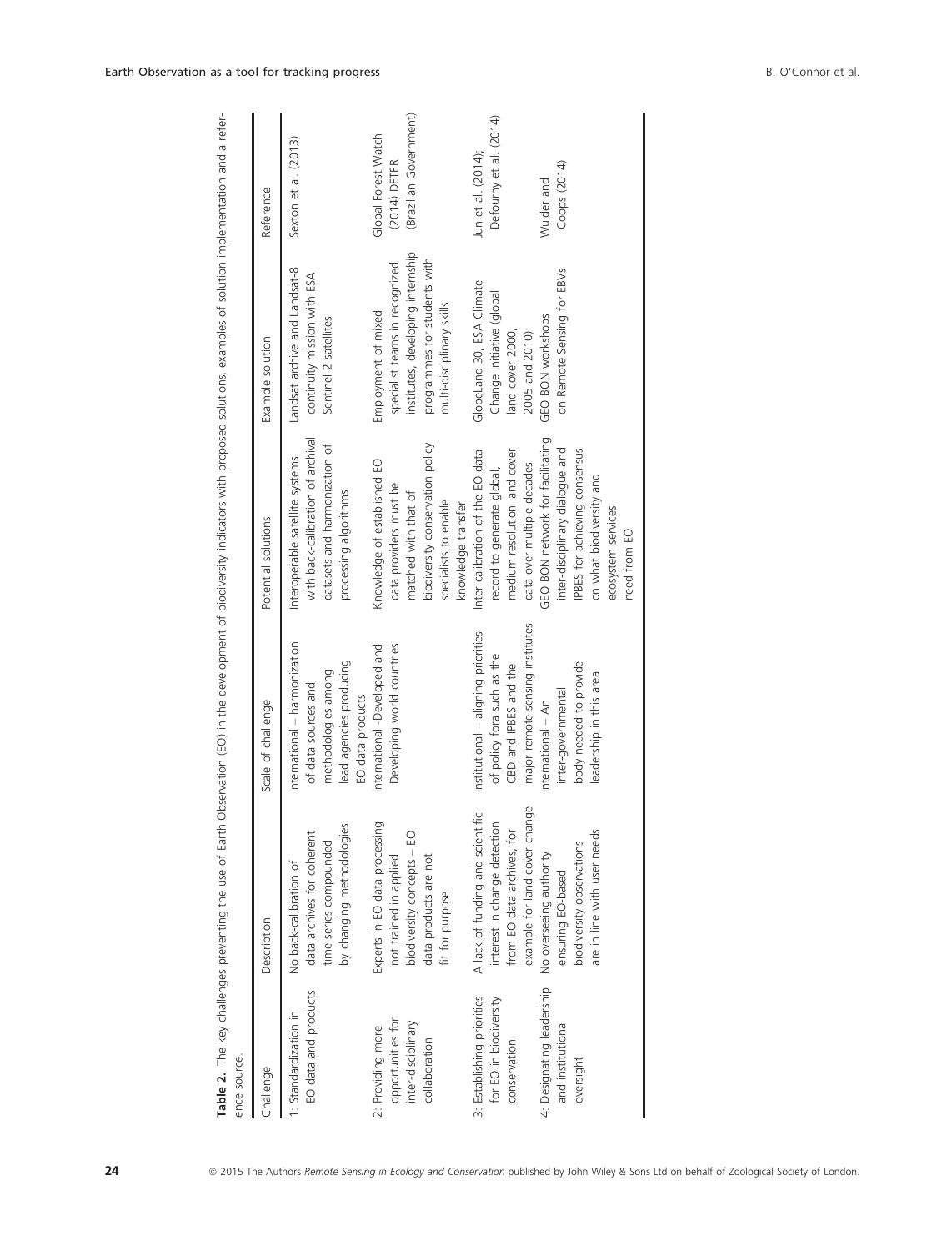**Table 2.** The key challenges preventing the use of Earth Observation (EO) in the development of biodiversity indicators with proposed solutions, examples of solution implementation and a reference source.

| Challenge | Description | Scale of challenge | Potential solutions | Example solution | Reference |
|---|---|---|---|---|---|
| 1: Standardization in EO data and products | No back-calibration of data archives for coherent time series compounded by changing methodologies | International – harmonization of data sources and methodologies among lead agencies producing EO data products | Interoperable satellite systems with back-calibration of archival datasets and harmonization of processing algorithms | Landsat archive and Landsat-8 continuity mission with ESA Sentinel-2 satellites | Sexton et al. (2013) |
| 2: Providing more opportunities for inter-disciplinary collaboration | Experts in EO data processing not trained in applied biodiversity concepts – EO data products are not fit for purpose | International -Developed and Developing world countries | Knowledge of established EO data providers must be matched with that of biodiversity conservation policy specialists to enable knowledge transfer | Employment of mixed specialist teams in recognized institutes, developing internship programmes for students with multi-disciplinary skills | Global Forest Watch (2014) DETER (Brazilian Government) |
| 3: Establishing priorities for EO in biodiversity conservation | A lack of funding and scientific interest in change detection from EO data archives, for example for land cover change | Institutional – aligning priorities of policy fora such as the CBD and IPBES and the major remote sensing institutes | Inter-calibration of the EO data record to generate global, medium resolution land cover data over multiple decades | GlobeLand 30, ESA Climate Change Initiative (global land cover 2000, 2005 and 2010) | Jun et al. (2014); Defourny et al. (2014) |
| 4: Designating leadership and institutional oversight | No overseeing authority ensuring EO-based biodiversity observations are in line with user needs | International – An inter-governmental body needed to provide leadership in this area | GEO BON network for facilitating inter-disciplinary dialogue and IPBES for achieving consensus on what biodiversity and ecosystem services need from EO | GEO BON workshops on Remote Sensing for EBVs | Wulder and Coops (2014) |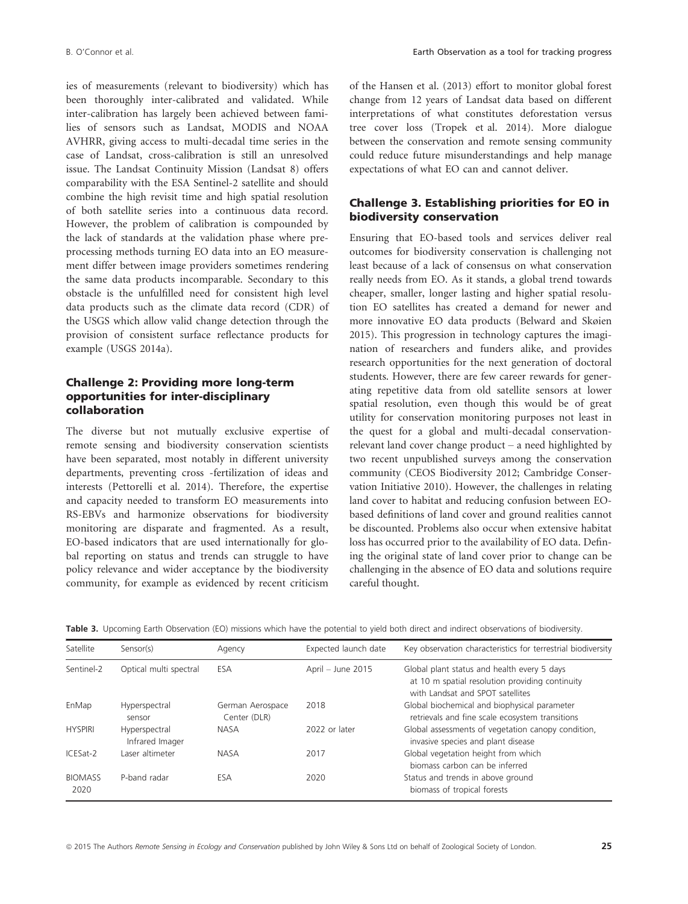ies of measurements (relevant to biodiversity) which has been thoroughly inter-calibrated and validated. While inter-calibration has largely been achieved between families of sensors such as Landsat, MODIS and NOAA AVHRR, giving access to multi-decadal time series in the case of Landsat, cross-calibration is still an unresolved issue. The Landsat Continuity Mission (Landsat 8) offers comparability with the ESA Sentinel-2 satellite and should combine the high revisit time and high spatial resolution of both satellite series into a continuous data record. However, the problem of calibration is compounded by the lack of standards at the validation phase where preprocessing methods turning EO data into an EO measurement differ between image providers sometimes rendering the same data products incomparable. Secondary to this obstacle is the unfulfilled need for consistent high level data products such as the climate data record (CDR) of the USGS which allow valid change detection through the provision of consistent surface reflectance products for example (USGS 2014a).

## Challenge 2: Providing more long-term opportunities for inter-disciplinary collaboration

The diverse but not mutually exclusive expertise of remote sensing and biodiversity conservation scientists have been separated, most notably in different university departments, preventing cross -fertilization of ideas and interests (Pettorelli et al. 2014). Therefore, the expertise and capacity needed to transform EO measurements into RS-EBVs and harmonize observations for biodiversity monitoring are disparate and fragmented. As a result, EO-based indicators that are used internationally for global reporting on status and trends can struggle to have policy relevance and wider acceptance by the biodiversity community, for example as evidenced by recent criticism of the Hansen et al. (2013) effort to monitor global forest change from 12 years of Landsat data based on different interpretations of what constitutes deforestation versus tree cover loss (Tropek et al. 2014). More dialogue between the conservation and remote sensing community could reduce future misunderstandings and help manage expectations of what EO can and cannot deliver.

## Challenge 3. Establishing priorities for EO in biodiversity conservation

Ensuring that EO-based tools and services deliver real outcomes for biodiversity conservation is challenging not least because of a lack of consensus on what conservation really needs from EO. As it stands, a global trend towards cheaper, smaller, longer lasting and higher spatial resolution EO satellites has created a demand for newer and more innovative EO data products (Belward and Skøien 2015). This progression in technology captures the imagination of researchers and funders alike, and provides research opportunities for the next generation of doctoral students. However, there are few career rewards for generating repetitive data from old satellite sensors at lower spatial resolution, even though this would be of great utility for conservation monitoring purposes not least in the quest for a global and multi-decadal conservation-relevant land cover change product – a need highlighted by two recent unpublished surveys among the conservation community (CEOS Biodiversity 2012; Cambridge Conservation Initiative 2010). However, the challenges in relating land cover to habitat and reducing confusion between EO-based definitions of land cover and ground realities cannot be discounted. Problems also occur when extensive habitat loss has occurred prior to the availability of EO data. Defining the original state of land cover prior to change can be challenging in the absence of EO data and solutions require careful thought.

**Table 3.** Upcoming Earth Observation (EO) missions which have the potential to yield both direct and indirect observations of biodiversity.

| Satellite | Sensor(s) | Agency | Expected launch date | Key observation characteristics for terrestrial biodiversity |
|---|---|---|---|---|
| Sentinel-2 | Optical multi spectral | ESA | April – June 2015 | Global plant status and health every 5 days at 10 m spatial resolution providing continuity with Landsat and SPOT satellites |
| EnMap | Hyperspectral sensor | German Aerospace Center (DLR) | 2018 | Global biochemical and biophysical parameter retrievals and fine scale ecosystem transitions |
| HYSPIRI | Hyperspectral Infrared Imager | NASA | 2022 or later | Global assessments of vegetation canopy condition, invasive species and plant disease |
| ICESat-2 | Laser altimeter | NASA | 2017 | Global vegetation height from which biomass carbon can be inferred |
| BIOMASS 2020 | P-band radar | ESA | 2020 | Status and trends in above ground biomass of tropical forests |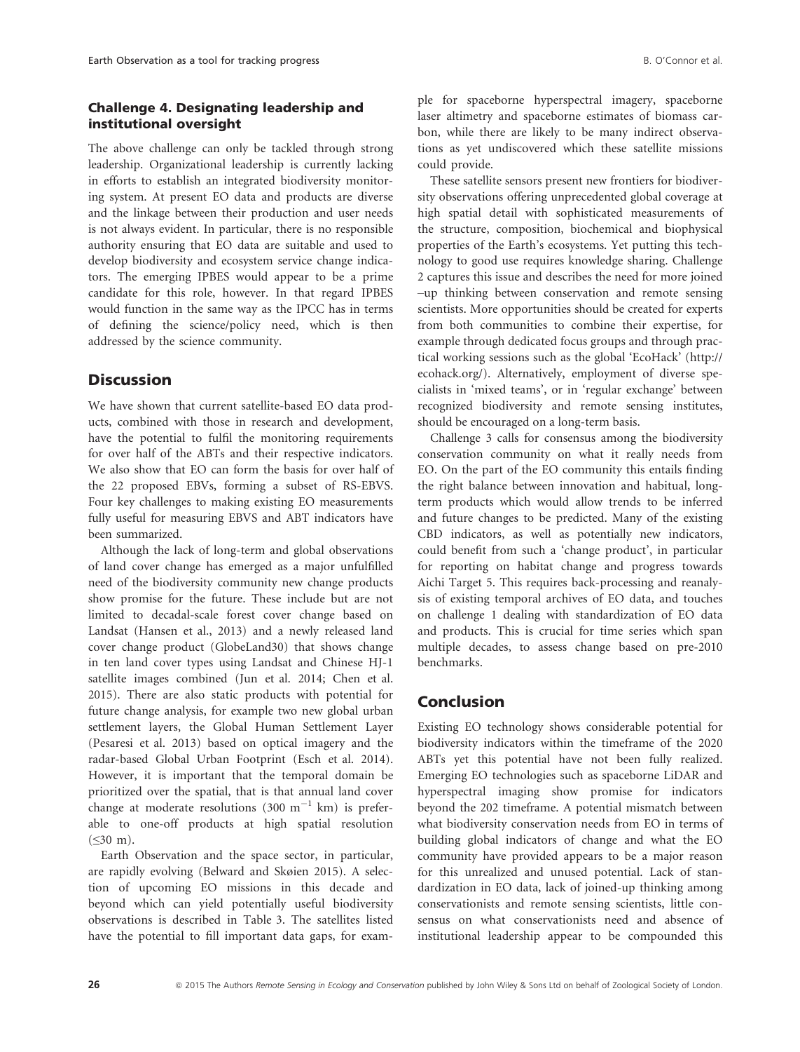### Challenge 4. Designating leadership and institutional oversight

The above challenge can only be tackled through strong leadership. Organizational leadership is currently lacking in efforts to establish an integrated biodiversity monitoring system. At present EO data and products are diverse and the linkage between their production and user needs is not always evident. In particular, there is no responsible authority ensuring that EO data are suitable and used to develop biodiversity and ecosystem service change indicators. The emerging IPBES would appear to be a prime candidate for this role, however. In that regard IPBES would function in the same way as the IPCC has in terms of defining the science/policy need, which is then addressed by the science community.

## Discussion

We have shown that current satellite-based EO data products, combined with those in research and development, have the potential to fulfil the monitoring requirements for over half of the ABTs and their respective indicators. We also show that EO can form the basis for over half of the 22 proposed EBVs, forming a subset of RS-EBVS. Four key challenges to making existing EO measurements fully useful for measuring EBVS and ABT indicators have been summarized.

Although the lack of long-term and global observations of land cover change has emerged as a major unfulfilled need of the biodiversity community new change products show promise for the future. These include but are not limited to decadal-scale forest cover change based on Landsat (Hansen et al., 2013) and a newly released land cover change product (GlobeLand30) that shows change in ten land cover types using Landsat and Chinese HJ-1 satellite images combined (Jun et al. 2014; Chen et al. 2015). There are also static products with potential for future change analysis, for example two new global urban settlement layers, the Global Human Settlement Layer (Pesaresi et al. 2013) based on optical imagery and the radar-based Global Urban Footprint (Esch et al. 2014). However, it is important that the temporal domain be prioritized over the spatial, that is that annual land cover change at moderate resolutions (300 $m^{-1}$ km) is preferable to one-off products at high spatial resolution ($\leq$30 m).

Earth Observation and the space sector, in particular, are rapidly evolving (Belward and Skøien 2015). A selection of upcoming EO missions in this decade and beyond which can yield potentially useful biodiversity observations is described in Table 3. The satellites listed have the potential to fill important data gaps, for example for spaceborne hyperspectral imagery, spaceborne laser altimetry and spaceborne estimates of biomass carbon, while there are likely to be many indirect observations as yet undiscovered which these satellite missions could provide.

These satellite sensors present new frontiers for biodiversity observations offering unprecedented global coverage at high spatial detail with sophisticated measurements of the structure, composition, biochemical and biophysical properties of the Earth's ecosystems. Yet putting this technology to good use requires knowledge sharing. Challenge 2 captures this issue and describes the need for more joined –up thinking between conservation and remote sensing scientists. More opportunities should be created for experts from both communities to combine their expertise, for example through dedicated focus groups and through practical working sessions such as the global 'EcoHack' (http://ecohack.org/). Alternatively, employment of diverse specialists in 'mixed teams', or in 'regular exchange' between recognized biodiversity and remote sensing institutes, should be encouraged on a long-term basis.

Challenge 3 calls for consensus among the biodiversity conservation community on what it really needs from EO. On the part of the EO community this entails finding the right balance between innovation and habitual, long-term products which would allow trends to be inferred and future changes to be predicted. Many of the existing CBD indicators, as well as potentially new indicators, could benefit from such a 'change product', in particular for reporting on habitat change and progress towards Aichi Target 5. This requires back-processing and reanalysis of existing temporal archives of EO data, and touches on challenge 1 dealing with standardization of EO data and products. This is crucial for time series which span multiple decades, to assess change based on pre-2010 benchmarks.

## Conclusion

Existing EO technology shows considerable potential for biodiversity indicators within the timeframe of the 2020 ABTs yet this potential have not been fully realized. Emerging EO technologies such as spaceborne LiDAR and hyperspectral imaging show promise for indicators beyond the 202 timeframe. A potential mismatch between what biodiversity conservation needs from EO in terms of building global indicators of change and what the EO community have provided appears to be a major reason for this unrealized and unused potential. Lack of standardization in EO data, lack of joined-up thinking among conservationists and remote sensing scientists, little consensus on what conservationists need and absence of institutional leadership appear to be compounded this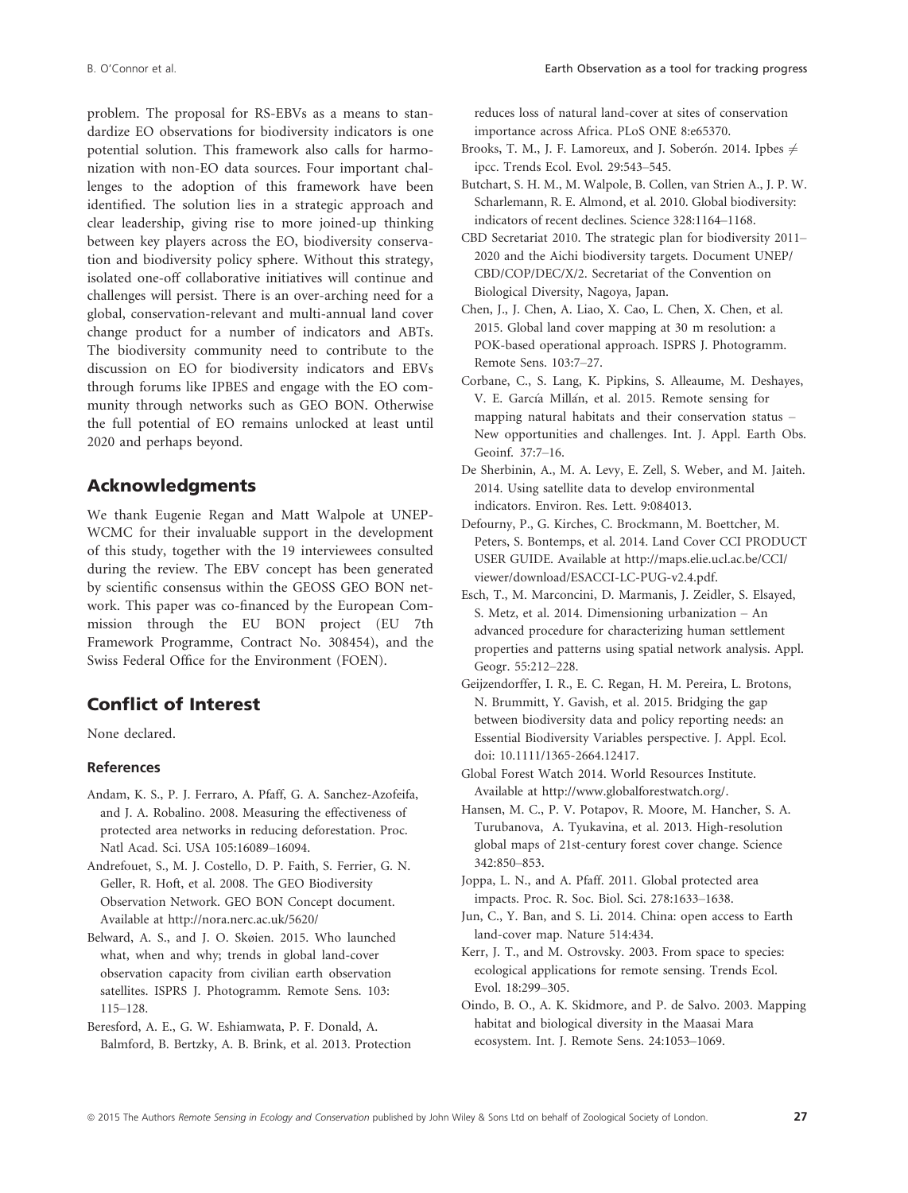problem. The proposal for RS-EBVs as a means to standardize EO observations for biodiversity indicators is one potential solution. This framework also calls for harmonization with non-EO data sources. Four important challenges to the adoption of this framework have been identified. The solution lies in a strategic approach and clear leadership, giving rise to more joined-up thinking between key players across the EO, biodiversity conservation and biodiversity policy sphere. Without this strategy, isolated one-off collaborative initiatives will continue and challenges will persist. There is an over-arching need for a global, conservation-relevant and multi-annual land cover change product for a number of indicators and ABTs. The biodiversity community need to contribute to the discussion on EO for biodiversity indicators and EBVs through forums like IPBES and engage with the EO community through networks such as GEO BON. Otherwise the full potential of EO remains unlocked at least until 2020 and perhaps beyond.

## Acknowledgments

We thank Eugenie Regan and Matt Walpole at UNEP-WCMC for their invaluable support in the development of this study, together with the 19 interviewees consulted during the review. The EBV concept has been generated by scientific consensus within the GEOSS GEO BON network. This paper was co-financed by the European Commission through the EU BON project (EU 7th Framework Programme, Contract No. 308454), and the Swiss Federal Office for the Environment (FOEN).

## Conflict of Interest

None declared.

### References

Andam, K. S., P. J. Ferraro, A. Pfaff, G. A. Sanchez-Azofeifa, and J. A. Robalino. 2008. Measuring the effectiveness of protected area networks in reducing deforestation. Proc. Natl Acad. Sci. USA 105:16089–16094.

Andrefouet, S., M. J. Costello, D. P. Faith, S. Ferrier, G. N. Geller, R. Hoft, et al. 2008. The GEO Biodiversity Observation Network. GEO BON Concept document. Available at http://nora.nerc.ac.uk/5620/

Belward, A. S., and J. O. Skøien. 2015. Who launched what, when and why; trends in global land-cover observation capacity from civilian earth observation satellites. ISPRS J. Photogramm. Remote Sens. 103: 115–128.

Beresford, A. E., G. W. Eshiamwata, P. F. Donald, A. Balmford, B. Bertzky, A. B. Brink, et al. 2013. Protection reduces loss of natural land-cover at sites of conservation importance across Africa. PLoS ONE 8:e65370.

Brooks, T. M., J. F. Lamoreux, and J. Soberón. 2014. Ipbes ≠ ipcc. Trends Ecol. Evol. 29:543–545.

Butchart, S. H. M., M. Walpole, B. Collen, van Strien A., J. P. W. Scharlemann, R. E. Almond, et al. 2010. Global biodiversity: indicators of recent declines. Science 328:1164–1168.

CBD Secretariat 2010. The strategic plan for biodiversity 2011–2020 and the Aichi biodiversity targets. Document UNEP/CBD/COP/DEC/X/2. Secretariat of the Convention on Biological Diversity, Nagoya, Japan.

Chen, J., J. Chen, A. Liao, X. Cao, L. Chen, X. Chen, et al. 2015. Global land cover mapping at 30 m resolution: a POK-based operational approach. ISPRS J. Photogramm. Remote Sens. 103:7–27.

Corbane, C., S. Lang, K. Pipkins, S. Alleaume, M. Deshayes, V. E. García Millán, et al. 2015. Remote sensing for mapping natural habitats and their conservation status – New opportunities and challenges. Int. J. Appl. Earth Obs. Geoinf. 37:7–16.

De Sherbinin, A., M. A. Levy, E. Zell, S. Weber, and M. Jaiteh. 2014. Using satellite data to develop environmental indicators. Environ. Res. Lett. 9:084013.

Defourny, P., G. Kirches, C. Brockmann, M. Boettcher, M. Peters, S. Bontemps, et al. 2014. Land Cover CCI PRODUCT USER GUIDE. Available at http://maps.elie.ucl.ac.be/CCI/viewer/download/ESACCI-LC-PUG-v2.4.pdf.

Esch, T., M. Marconcini, D. Marmanis, J. Zeidler, S. Elsayed, S. Metz, et al. 2014. Dimensioning urbanization – An advanced procedure for characterizing human settlement properties and patterns using spatial network analysis. Appl. Geogr. 55:212–228.

Geijzendorffer, I. R., E. C. Regan, H. M. Pereira, L. Brotons, N. Brummitt, Y. Gavish, et al. 2015. Bridging the gap between biodiversity data and policy reporting needs: an Essential Biodiversity Variables perspective. J. Appl. Ecol. doi: 10.1111/1365-2664.12417.

Global Forest Watch 2014. World Resources Institute. Available at http://www.globalforestwatch.org/.

Hansen, M. C., P. V. Potapov, R. Moore, M. Hancher, S. A. Turubanova, A. Tyukavina, et al. 2013. High-resolution global maps of 21st-century forest cover change. Science 342:850–853.

Joppa, L. N., and A. Pfaff. 2011. Global protected area impacts. Proc. R. Soc. Biol. Sci. 278:1633–1638.

Jun, C., Y. Ban, and S. Li. 2014. China: open access to Earth land-cover map. Nature 514:434.

Kerr, J. T., and M. Ostrovsky. 2003. From space to species: ecological applications for remote sensing. Trends Ecol. Evol. 18:299–305.

Oindo, B. O., A. K. Skidmore, and P. de Salvo. 2003. Mapping habitat and biological diversity in the Maasai Mara ecosystem. Int. J. Remote Sens. 24:1053–1069.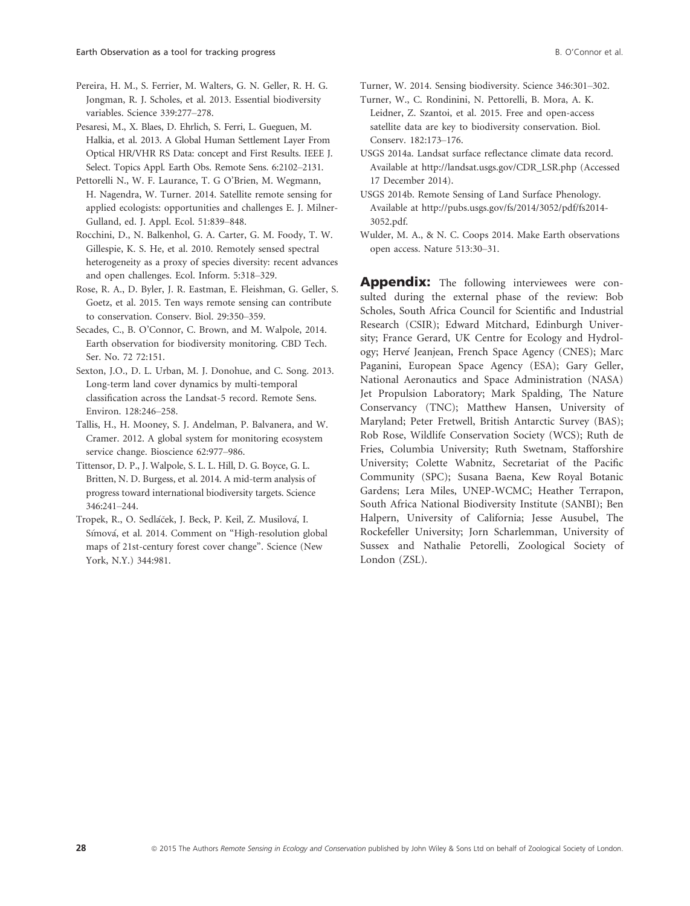Pereira, H. M., S. Ferrier, M. Walters, G. N. Geller, R. H. G. Jongman, R. J. Scholes, et al. 2013. Essential biodiversity variables. Science 339:277–278.

Pesaresi, M., X. Blaes, D. Ehrlich, S. Ferri, L. Gueguen, M. Halkia, et al. 2013. A Global Human Settlement Layer From Optical HR/VHR RS Data: concept and First Results. IEEE J. Select. Topics Appl. Earth Obs. Remote Sens. 6:2102–2131.

Pettorelli N., W. F. Laurance, T. G O'Brien, M. Wegmann, H. Nagendra, W. Turner. 2014. Satellite remote sensing for applied ecologists: opportunities and challenges E. J. Milner-Gulland, ed. J. Appl. Ecol. 51:839–848.

Rocchini, D., N. Balkenhol, G. A. Carter, G. M. Foody, T. W. Gillespie, K. S. He, et al. 2010. Remotely sensed spectral heterogeneity as a proxy of species diversity: recent advances and open challenges. Ecol. Inform. 5:318–329.

Rose, R. A., D. Byler, J. R. Eastman, E. Fleishman, G. Geller, S. Goetz, et al. 2015. Ten ways remote sensing can contribute to conservation. Conserv. Biol. 29:350–359.

Secades, C., B. O'Connor, C. Brown, and M. Walpole, 2014. Earth observation for biodiversity monitoring. CBD Tech. Ser. No. 72 72:151.

Sexton, J.O., D. L. Urban, M. J. Donohue, and C. Song. 2013. Long-term land cover dynamics by multi-temporal classification across the Landsat-5 record. Remote Sens. Environ. 128:246–258.

Tallis, H., H. Mooney, S. J. Andelman, P. Balvanera, and W. Cramer. 2012. A global system for monitoring ecosystem service change. Bioscience 62:977–986.

Tittensor, D. P., J. Walpole, S. L. L. Hill, D. G. Boyce, G. L. Britten, N. D. Burgess, et al. 2014. A mid-term analysis of progress toward international biodiversity targets. Science 346:241–244.

Tropek, R., O. Sedláček, J. Beck, P. Keil, Z. Musilová, I. Símová, et al. 2014. Comment on "High-resolution global maps of 21st-century forest cover change". Science (New York, N.Y.) 344:981.

Turner, W. 2014. Sensing biodiversity. Science 346:301–302.

Turner, W., C. Rondinini, N. Pettorelli, B. Mora, A. K. Leidner, Z. Szantoi, et al. 2015. Free and open-access satellite data are key to biodiversity conservation. Biol. Conserv. 182:173–176.

USGS 2014a. Landsat surface reflectance climate data record. Available at http://landsat.usgs.gov/CDR_LSR.php (Accessed 17 December 2014).

USGS 2014b. Remote Sensing of Land Surface Phenology. Available at http://pubs.usgs.gov/fs/2014/3052/pdf/fs2014-3052.pdf.

Wulder, M. A., & N. C. Coops 2014. Make Earth observations open access. Nature 513:30–31.

**Appendix:** The following interviewees were consulted during the external phase of the review: Bob Scholes, South Africa Council for Scientific and Industrial Research (CSIR); Edward Mitchard, Edinburgh University; France Gerard, UK Centre for Ecology and Hydrology; Hervé Jeanjean, French Space Agency (CNES); Marc Paganini, European Space Agency (ESA); Gary Geller, National Aeronautics and Space Administration (NASA) Jet Propulsion Laboratory; Mark Spalding, The Nature Conservancy (TNC); Matthew Hansen, University of Maryland; Peter Fretwell, British Antarctic Survey (BAS); Rob Rose, Wildlife Conservation Society (WCS); Ruth de Fries, Columbia University; Ruth Swetnam, Staffordshire University; Colette Wabnitz, Secretariat of the Pacific Community (SPC); Susana Baena, Kew Royal Botanic Gardens; Lera Miles, UNEP-WCMC; Heather Terrapon, South Africa National Biodiversity Institute (SANBI); Ben Halpern, University of California; Jesse Ausubel, The Rockefeller University; Jorn Scharlemman, University of Sussex and Nathalie Petorelli, Zoological Society of London (ZSL).